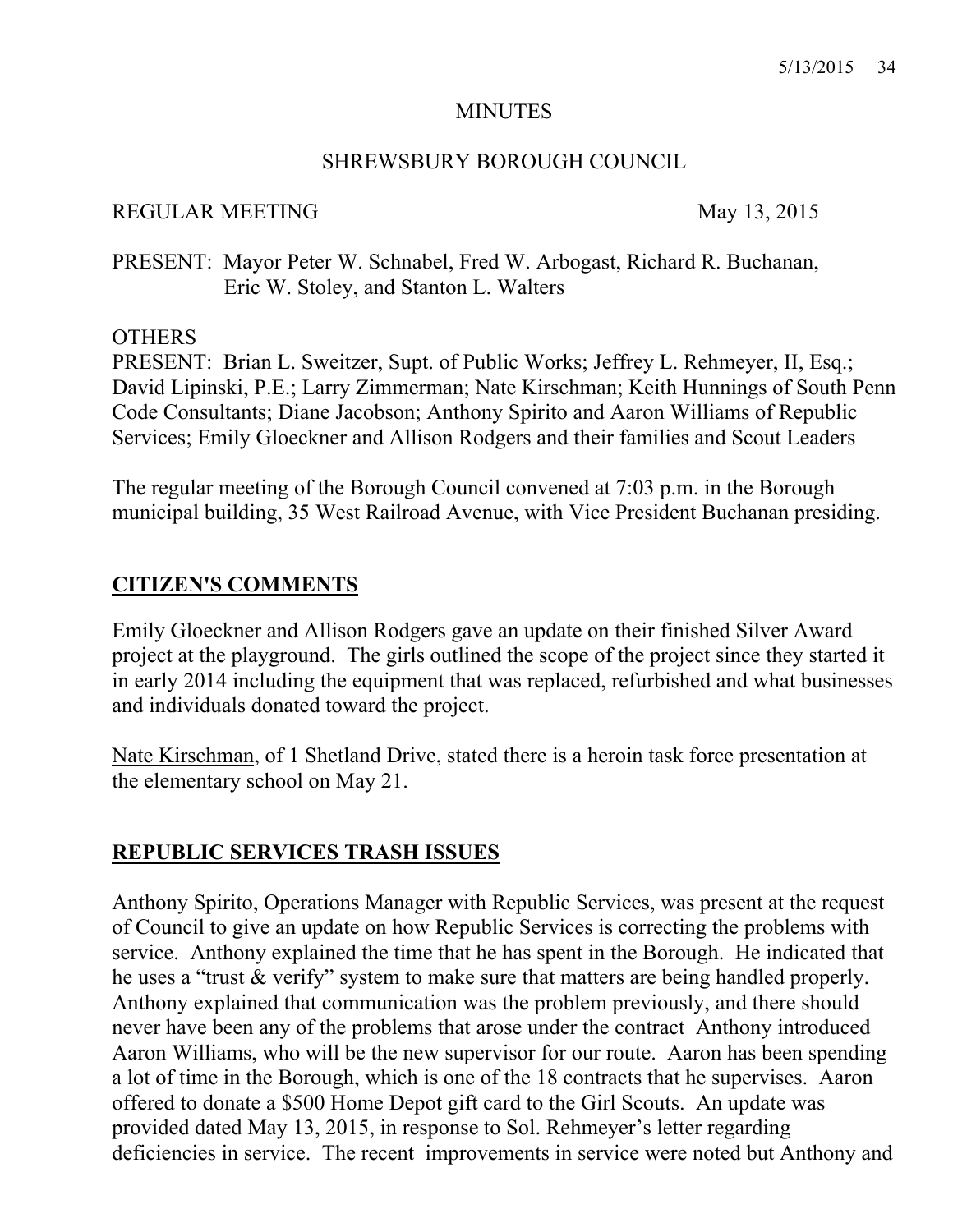# MINUTES

## SHREWSBURY BOROUGH COUNCIL

REGULAR MEETING May 13, 2015

PRESENT: Mayor Peter W. Schnabel, Fred W. Arbogast, Richard R. Buchanan, Eric W. Stoley, and Stanton L. Walters

OTHERS
PRESENT: Brian L. Sweitzer, Supt. of Public Works; Jeffrey L. Rehmeyer, II, Esq.; David Lipinski, P.E.; Larry Zimmerman; Nate Kirschman; Keith Hunnings of South Penn Code Consultants; Diane Jacobson; Anthony Spirito and Aaron Williams of Republic Services; Emily Gloeckner and Allison Rodgers and their families and Scout Leaders

The regular meeting of the Borough Council convened at 7:03 p.m. in the Borough municipal building, 35 West Railroad Avenue, with Vice President Buchanan presiding.

## CITIZEN'S COMMENTS

Emily Gloeckner and Allison Rodgers gave an update on their finished Silver Award project at the playground. The girls outlined the scope of the project since they started it in early 2014 including the equipment that was replaced, refurbished and what businesses and individuals donated toward the project.

Nate Kirschman, of 1 Shetland Drive, stated there is a heroin task force presentation at the elementary school on May 21.

## REPUBLIC SERVICES TRASH ISSUES

Anthony Spirito, Operations Manager with Republic Services, was present at the request of Council to give an update on how Republic Services is correcting the problems with service. Anthony explained the time that he has spent in the Borough. He indicated that he uses a "trust & verify" system to make sure that matters are being handled properly. Anthony explained that communication was the problem previously, and there should never have been any of the problems that arose under the contract Anthony introduced Aaron Williams, who will be the new supervisor for our route. Aaron has been spending a lot of time in the Borough, which is one of the 18 contracts that he supervises. Aaron offered to donate a $500 Home Depot gift card to the Girl Scouts. An update was provided dated May 13, 2015, in response to Sol. Rehmeyer's letter regarding deficiencies in service. The recent improvements in service were noted but Anthony and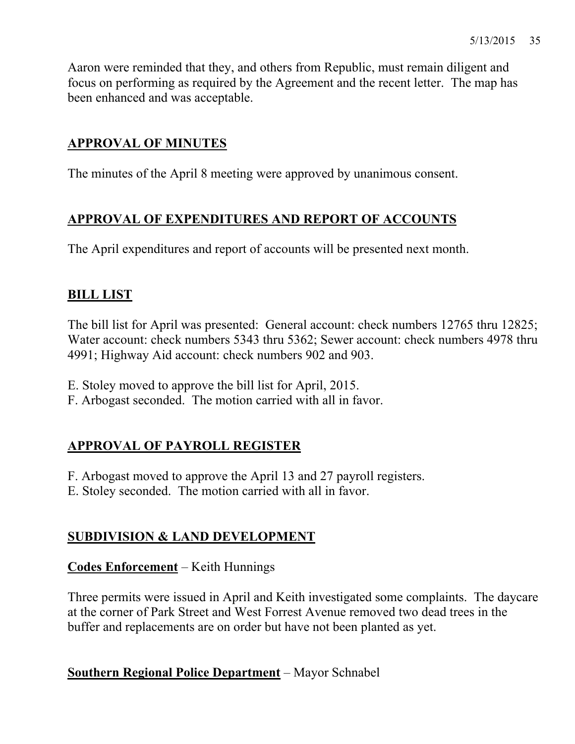Aaron were reminded that they, and others from Republic, must remain diligent and focus on performing as required by the Agreement and the recent letter. The map has been enhanced and was acceptable.

## APPROVAL OF MINUTES

The minutes of the April 8 meeting were approved by unanimous consent.

## APPROVAL OF EXPENDITURES AND REPORT OF ACCOUNTS

The April expenditures and report of accounts will be presented next month.

## BILL LIST

The bill list for April was presented: General account: check numbers 12765 thru 12825; Water account: check numbers 5343 thru 5362; Sewer account: check numbers 4978 thru 4991; Highway Aid account: check numbers 902 and 903.

E. Stoley moved to approve the bill list for April, 2015.
F. Arbogast seconded. The motion carried with all in favor.

## APPROVAL OF PAYROLL REGISTER

F. Arbogast moved to approve the April 13 and 27 payroll registers.
E. Stoley seconded. The motion carried with all in favor.

## SUBDIVISION & LAND DEVELOPMENT

### Codes Enforcement – Keith Hunnings

Three permits were issued in April and Keith investigated some complaints. The daycare at the corner of Park Street and West Forrest Avenue removed two dead trees in the buffer and replacements are on order but have not been planted as yet.

### Southern Regional Police Department – Mayor Schnabel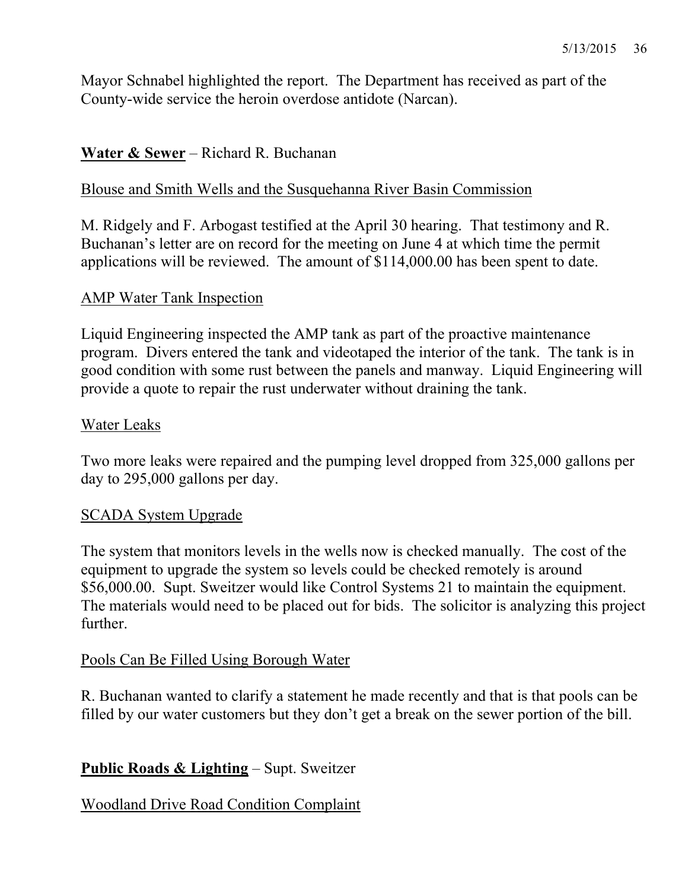Mayor Schnabel highlighted the report. The Department has received as part of the County-wide service the heroin overdose antidote (Narcan).

**<u>Water & Sewer</u>** – Richard R. Buchanan

<u>Blouse and Smith Wells and the Susquehanna River Basin Commission</u>

M. Ridgely and F. Arbogast testified at the April 30 hearing. That testimony and R. Buchanan's letter are on record for the meeting on June 4 at which time the permit applications will be reviewed. The amount of $114,000.00 has been spent to date.

<u>AMP Water Tank Inspection</u>

Liquid Engineering inspected the AMP tank as part of the proactive maintenance program. Divers entered the tank and videotaped the interior of the tank. The tank is in good condition with some rust between the panels and manway. Liquid Engineering will provide a quote to repair the rust underwater without draining the tank.

<u>Water Leaks</u>

Two more leaks were repaired and the pumping level dropped from 325,000 gallons per day to 295,000 gallons per day.

<u>SCADA System Upgrade</u>

The system that monitors levels in the wells now is checked manually. The cost of the equipment to upgrade the system so levels could be checked remotely is around $56,000.00. Supt. Sweitzer would like Control Systems 21 to maintain the equipment. The materials would need to be placed out for bids. The solicitor is analyzing this project further.

<u>Pools Can Be Filled Using Borough Water</u>

R. Buchanan wanted to clarify a statement he made recently and that is that pools can be filled by our water customers but they don't get a break on the sewer portion of the bill.

**<u>Public Roads & Lighting</u>** – Supt. Sweitzer

<u>Woodland Drive Road Condition Complaint</u>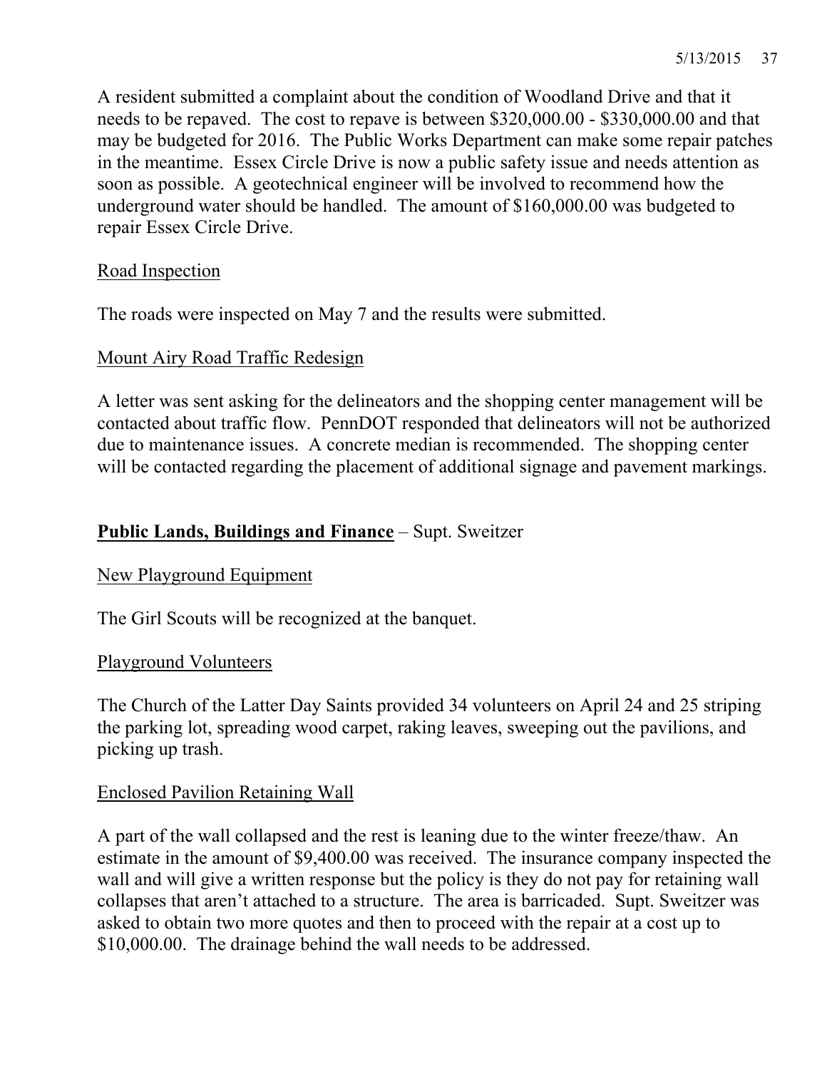A resident submitted a complaint about the condition of Woodland Drive and that it needs to be repaved. The cost to repave is between $320,000.00 - $330,000.00 and that may be budgeted for 2016. The Public Works Department can make some repair patches in the meantime. Essex Circle Drive is now a public safety issue and needs attention as soon as possible. A geotechnical engineer will be involved to recommend how the underground water should be handled. The amount of $160,000.00 was budgeted to repair Essex Circle Drive.

Road Inspection

The roads were inspected on May 7 and the results were submitted.

Mount Airy Road Traffic Redesign

A letter was sent asking for the delineators and the shopping center management will be contacted about traffic flow. PennDOT responded that delineators will not be authorized due to maintenance issues. A concrete median is recommended. The shopping center will be contacted regarding the placement of additional signage and pavement markings.

**Public Lands, Buildings and Finance** – Supt. Sweitzer

New Playground Equipment

The Girl Scouts will be recognized at the banquet.

Playground Volunteers

The Church of the Latter Day Saints provided 34 volunteers on April 24 and 25 striping the parking lot, spreading wood carpet, raking leaves, sweeping out the pavilions, and picking up trash.

Enclosed Pavilion Retaining Wall

A part of the wall collapsed and the rest is leaning due to the winter freeze/thaw. An estimate in the amount of $9,400.00 was received. The insurance company inspected the wall and will give a written response but the policy is they do not pay for retaining wall collapses that aren't attached to a structure. The area is barricaded. Supt. Sweitzer was asked to obtain two more quotes and then to proceed with the repair at a cost up to $10,000.00. The drainage behind the wall needs to be addressed.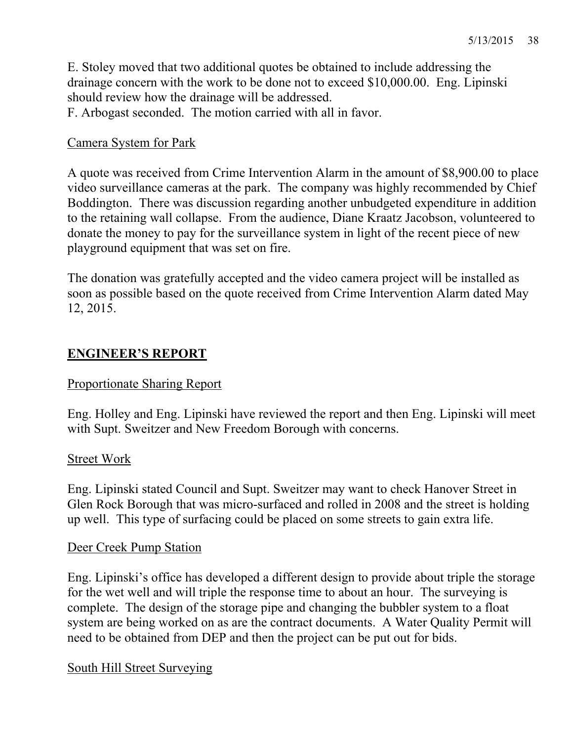E. Stoley moved that two additional quotes be obtained to include addressing the drainage concern with the work to be done not to exceed $10,000.00. Eng. Lipinski should review how the drainage will be addressed.
F. Arbogast seconded. The motion carried with all in favor.

Camera System for Park

A quote was received from Crime Intervention Alarm in the amount of $8,900.00 to place video surveillance cameras at the park. The company was highly recommended by Chief Boddington. There was discussion regarding another unbudgeted expenditure in addition to the retaining wall collapse. From the audience, Diane Kraatz Jacobson, volunteered to donate the money to pay for the surveillance system in light of the recent piece of new playground equipment that was set on fire.

The donation was gratefully accepted and the video camera project will be installed as soon as possible based on the quote received from Crime Intervention Alarm dated May 12, 2015.

## ENGINEER'S REPORT

Proportionate Sharing Report

Eng. Holley and Eng. Lipinski have reviewed the report and then Eng. Lipinski will meet with Supt. Sweitzer and New Freedom Borough with concerns.

Street Work

Eng. Lipinski stated Council and Supt. Sweitzer may want to check Hanover Street in Glen Rock Borough that was micro-surfaced and rolled in 2008 and the street is holding up well. This type of surfacing could be placed on some streets to gain extra life.

Deer Creek Pump Station

Eng. Lipinski's office has developed a different design to provide about triple the storage for the wet well and will triple the response time to about an hour. The surveying is complete. The design of the storage pipe and changing the bubbler system to a float system are being worked on as are the contract documents. A Water Quality Permit will need to be obtained from DEP and then the project can be put out for bids.

South Hill Street Surveying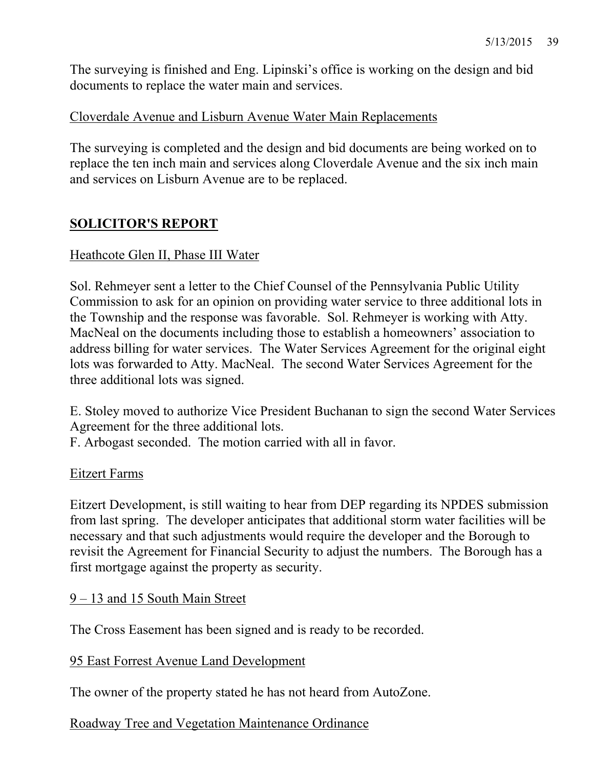The surveying is finished and Eng. Lipinski's office is working on the design and bid documents to replace the water main and services.

Cloverdale Avenue and Lisburn Avenue Water Main Replacements

The surveying is completed and the design and bid documents are being worked on to replace the ten inch main and services along Cloverdale Avenue and the six inch main and services on Lisburn Avenue are to be replaced.

## SOLICITOR'S REPORT

Heathcote Glen II, Phase III Water

Sol. Rehmeyer sent a letter to the Chief Counsel of the Pennsylvania Public Utility Commission to ask for an opinion on providing water service to three additional lots in the Township and the response was favorable. Sol. Rehmeyer is working with Atty. MacNeal on the documents including those to establish a homeowners' association to address billing for water services. The Water Services Agreement for the original eight lots was forwarded to Atty. MacNeal. The second Water Services Agreement for the three additional lots was signed.

E. Stoley moved to authorize Vice President Buchanan to sign the second Water Services Agreement for the three additional lots.
F. Arbogast seconded. The motion carried with all in favor.

Eitzert Farms

Eitzert Development, is still waiting to hear from DEP regarding its NPDES submission from last spring. The developer anticipates that additional storm water facilities will be necessary and that such adjustments would require the developer and the Borough to revisit the Agreement for Financial Security to adjust the numbers. The Borough has a first mortgage against the property as security.

9 – 13 and 15 South Main Street

The Cross Easement has been signed and is ready to be recorded.

95 East Forrest Avenue Land Development

The owner of the property stated he has not heard from AutoZone.

Roadway Tree and Vegetation Maintenance Ordinance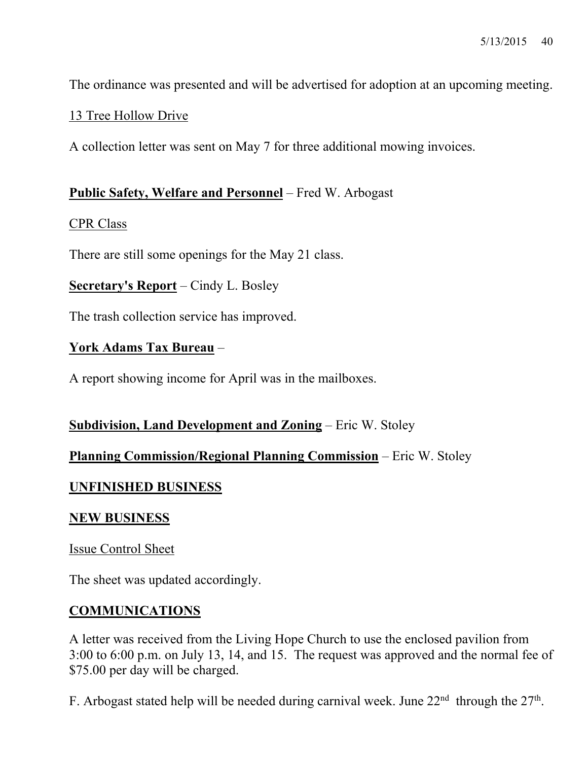The ordinance was presented and will be advertised for adoption at an upcoming meeting.

13 Tree Hollow Drive

A collection letter was sent on May 7 for three additional mowing invoices.

**Public Safety, Welfare and Personnel** – Fred W. Arbogast

CPR Class

There are still some openings for the May 21 class.

**Secretary's Report** – Cindy L. Bosley

The trash collection service has improved.

**York Adams Tax Bureau** –

A report showing income for April was in the mailboxes.

**Subdivision, Land Development and Zoning** – Eric W. Stoley

**Planning Commission/Regional Planning Commission** – Eric W. Stoley

**UNFINISHED BUSINESS**

**NEW BUSINESS**

Issue Control Sheet

The sheet was updated accordingly.

**COMMUNICATIONS**

A letter was received from the Living Hope Church to use the enclosed pavilion from 3:00 to 6:00 p.m. on July 13, 14, and 15. The request was approved and the normal fee of $75.00 per day will be charged.

F. Arbogast stated help will be needed during carnival week. June 22nd through the 27th.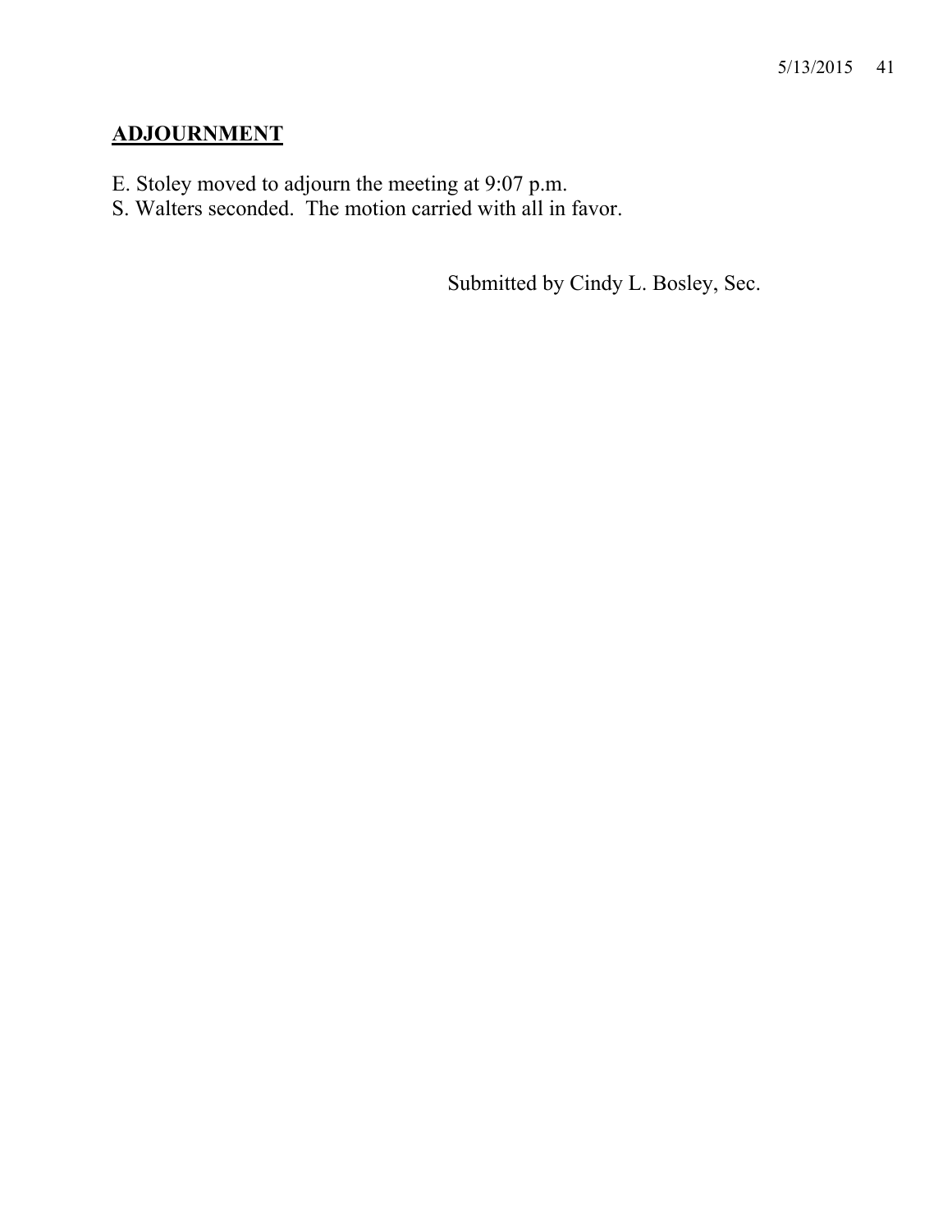## ADJOURNMENT

E. Stoley moved to adjourn the meeting at 9:07 p.m.
S. Walters seconded. The motion carried with all in favor.

Submitted by Cindy L. Bosley, Sec.